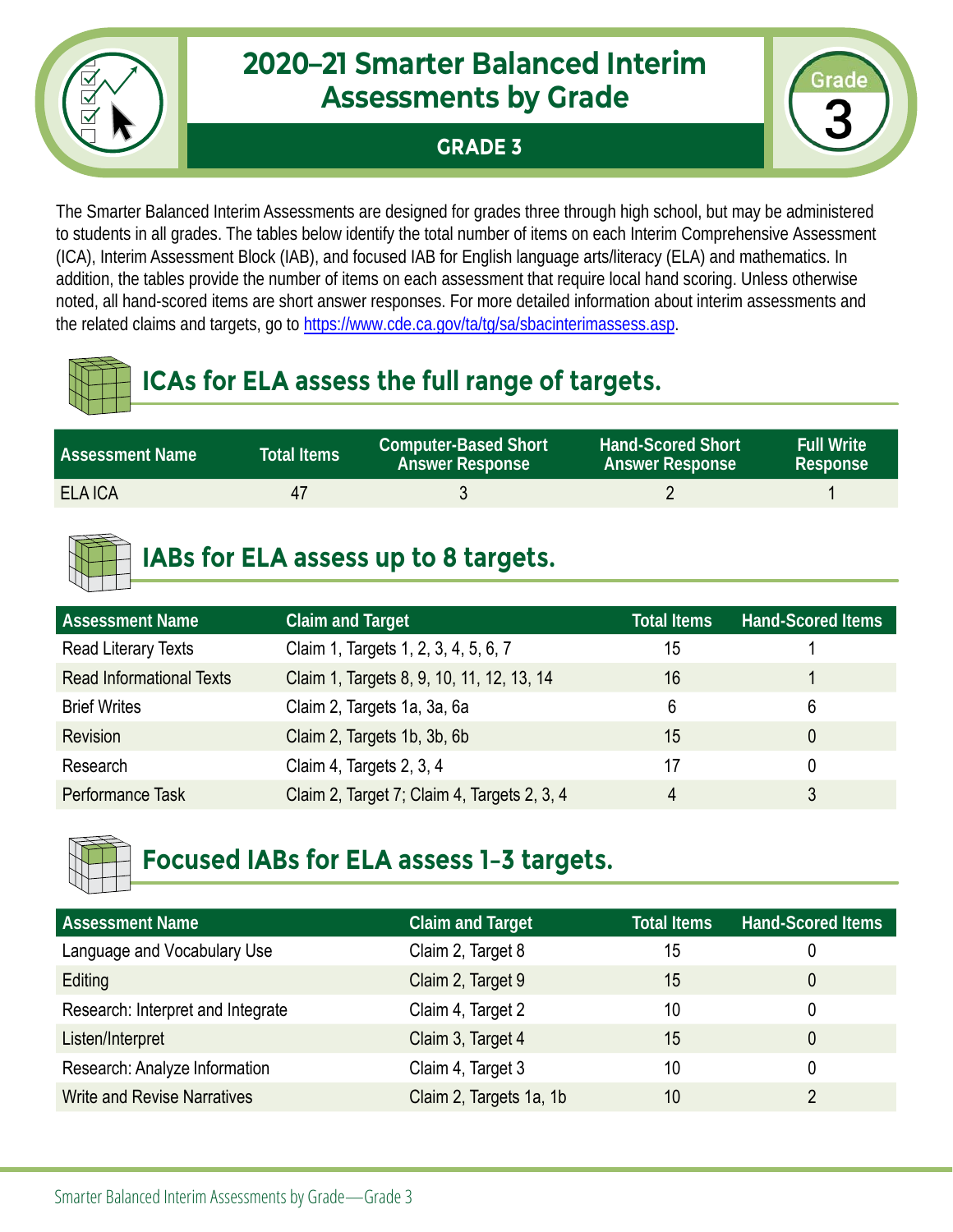# 2020–21 Smarter Balanced Interim Assessments by Grade

## GRADE 3

Grade 3

The Smarter Balanced Interim Assessments are designed for grades three through high school, but may be administered to students in all grades. The tables below identify the total number of items on each Interim Comprehensive Assessment (ICA), Interim Assessment Block (IAB), and focused IAB for English language arts/literacy (ELA) and mathematics. In addition, the tables provide the number of items on each assessment that require local hand scoring. Unless otherwise noted, all hand-scored items are short answer responses. For more detailed information about interim assessments and the related claims and targets, go to https://www.cde.ca.gov/ta/tg/sa/sbacinterimassess.asp.

## ICAs for ELA assess the full range of targets.

| Assessment Name | Total Items | Computer-Based Short Answer Response | Hand-Scored Short Answer Response | Full Write Response |
|---|---|---|---|---|
| ELA ICA | 47 | 3 | 2 | 1 |

## IABs for ELA assess up to 8 targets.

| Assessment Name | Claim and Target | Total Items | Hand-Scored Items |
|---|---|---|---|
| Read Literary Texts | Claim 1, Targets 1, 2, 3, 4, 5, 6, 7 | 15 | 1 |
| Read Informational Texts | Claim 1, Targets 8, 9, 10, 11, 12, 13, 14 | 16 | 1 |
| Brief Writes | Claim 2, Targets 1a, 3a, 6a | 6 | 6 |
| Revision | Claim 2, Targets 1b, 3b, 6b | 15 | 0 |
| Research | Claim 4, Targets 2, 3, 4 | 17 | 0 |
| Performance Task | Claim 2, Target 7; Claim 4, Targets 2, 3, 4 | 4 | 3 |

## Focused IABs for ELA assess 1–3 targets.

| Assessment Name | Claim and Target | Total Items | Hand-Scored Items |
|---|---|---|---|
| Language and Vocabulary Use | Claim 2, Target 8 | 15 | 0 |
| Editing | Claim 2, Target 9 | 15 | 0 |
| Research: Interpret and Integrate | Claim 4, Target 2 | 10 | 0 |
| Listen/Interpret | Claim 3, Target 4 | 15 | 0 |
| Research: Analyze Information | Claim 4, Target 3 | 10 | 0 |
| Write and Revise Narratives | Claim 2, Targets 1a, 1b | 10 | 2 |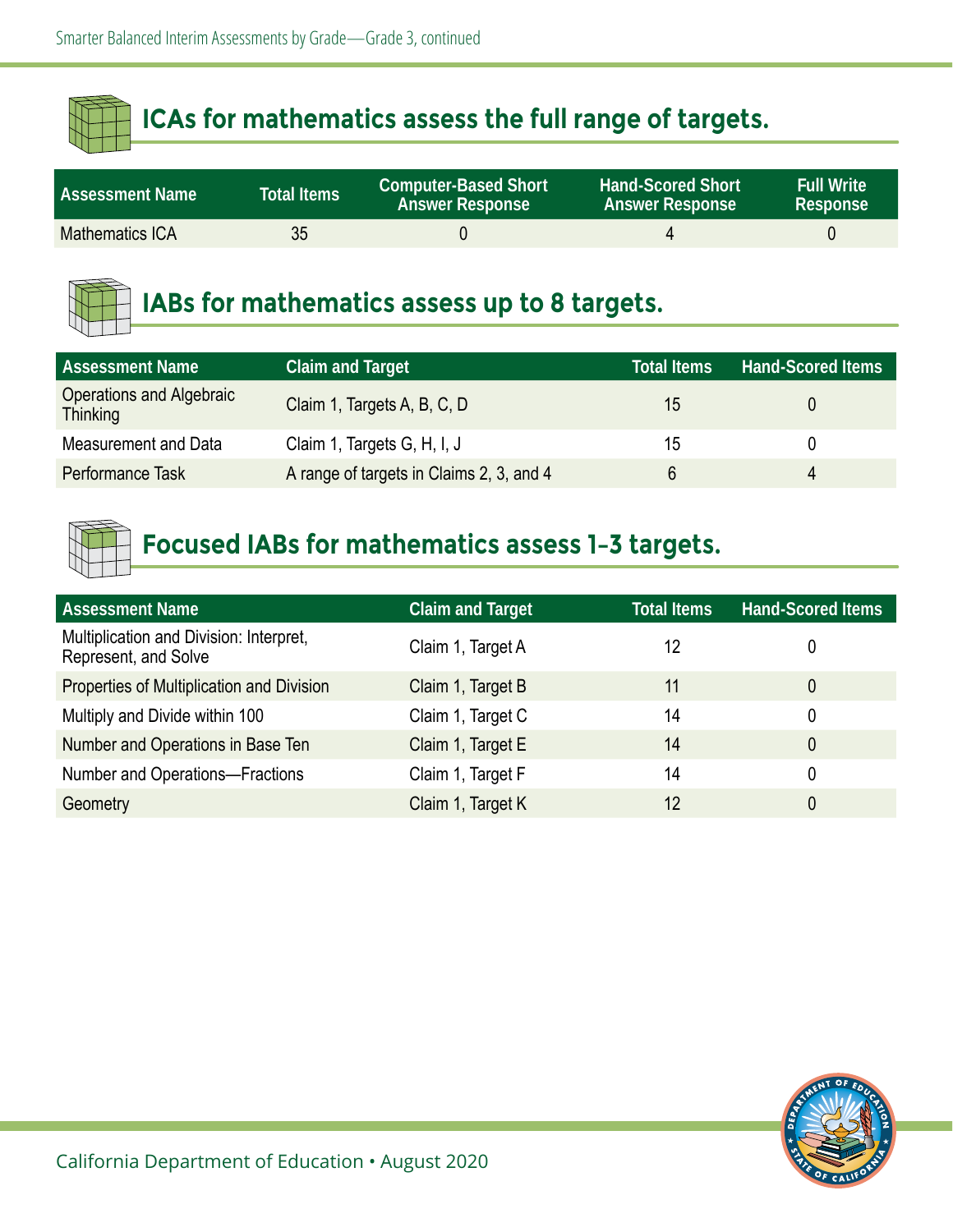## ICAs for mathematics assess the full range of targets.

| Assessment Name | Total Items | Computer-Based Short Answer Response | Hand-Scored Short Answer Response | Full Write Response |
|---|---|---|---|---|
| Mathematics ICA | 35 | 0 | 4 | 0 |

## IABs for mathematics assess up to 8 targets.

| Assessment Name | Claim and Target | Total Items | Hand-Scored Items |
|---|---|---|---|
| Operations and Algebraic Thinking | Claim 1, Targets A, B, C, D | 15 | 0 |
| Measurement and Data | Claim 1, Targets G, H, I, J | 15 | 0 |
| Performance Task | A range of targets in Claims 2, 3, and 4 | 6 | 4 |

## Focused IABs for mathematics assess 1–3 targets.

| Assessment Name | Claim and Target | Total Items | Hand-Scored Items |
|---|---|---|---|
| Multiplication and Division: Interpret, Represent, and Solve | Claim 1, Target A | 12 | 0 |
| Properties of Multiplication and Division | Claim 1, Target B | 11 | 0 |
| Multiply and Divide within 100 | Claim 1, Target C | 14 | 0 |
| Number and Operations in Base Ten | Claim 1, Target E | 14 | 0 |
| Number and Operations—Fractions | Claim 1, Target F | 14 | 0 |
| Geometry | Claim 1, Target K | 12 | 0 |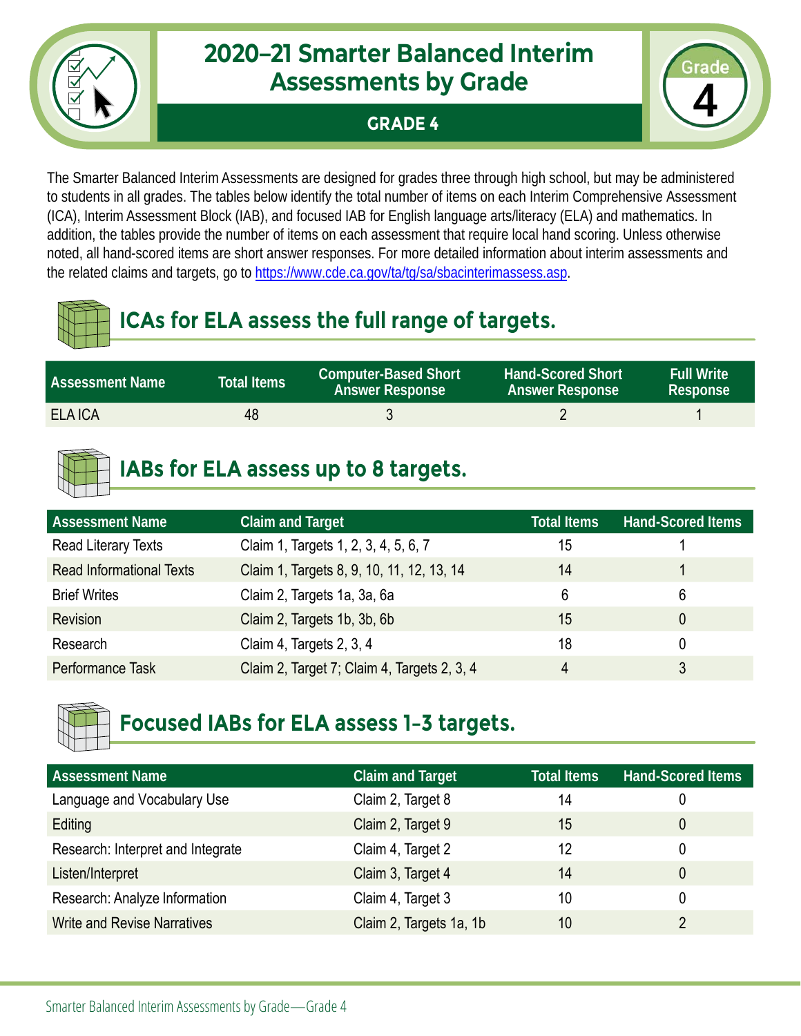# 2020–21 Smarter Balanced Interim Assessments by Grade

**GRADE 4**

Grade 4

The Smarter Balanced Interim Assessments are designed for grades three through high school, but may be administered to students in all grades. The tables below identify the total number of items on each Interim Comprehensive Assessment (ICA), Interim Assessment Block (IAB), and focused IAB for English language arts/literacy (ELA) and mathematics. In addition, the tables provide the number of items on each assessment that require local hand scoring. Unless otherwise noted, all hand-scored items are short answer responses. For more detailed information about interim assessments and the related claims and targets, go to https://www.cde.ca.gov/ta/tg/sa/sbacinterimassess.asp.

## ICAs for ELA assess the full range of targets.

| Assessment Name | Total Items | Computer-Based Short Answer Response | Hand-Scored Short Answer Response | Full Write Response |
|---|---|---|---|---|
| ELA ICA | 48 | 3 | 2 | 1 |

## IABs for ELA assess up to 8 targets.

| Assessment Name | Claim and Target | Total Items | Hand-Scored Items |
|---|---|---|---|
| Read Literary Texts | Claim 1, Targets 1, 2, 3, 4, 5, 6, 7 | 15 | 1 |
| Read Informational Texts | Claim 1, Targets 8, 9, 10, 11, 12, 13, 14 | 14 | 1 |
| Brief Writes | Claim 2, Targets 1a, 3a, 6a | 6 | 6 |
| Revision | Claim 2, Targets 1b, 3b, 6b | 15 | 0 |
| Research | Claim 4, Targets 2, 3, 4 | 18 | 0 |
| Performance Task | Claim 2, Target 7; Claim 4, Targets 2, 3, 4 | 4 | 3 |

## Focused IABs for ELA assess 1–3 targets.

| Assessment Name | Claim and Target | Total Items | Hand-Scored Items |
|---|---|---|---|
| Language and Vocabulary Use | Claim 2, Target 8 | 14 | 0 |
| Editing | Claim 2, Target 9 | 15 | 0 |
| Research: Interpret and Integrate | Claim 4, Target 2 | 12 | 0 |
| Listen/Interpret | Claim 3, Target 4 | 14 | 0 |
| Research: Analyze Information | Claim 4, Target 3 | 10 | 0 |
| Write and Revise Narratives | Claim 2, Targets 1a, 1b | 10 | 2 |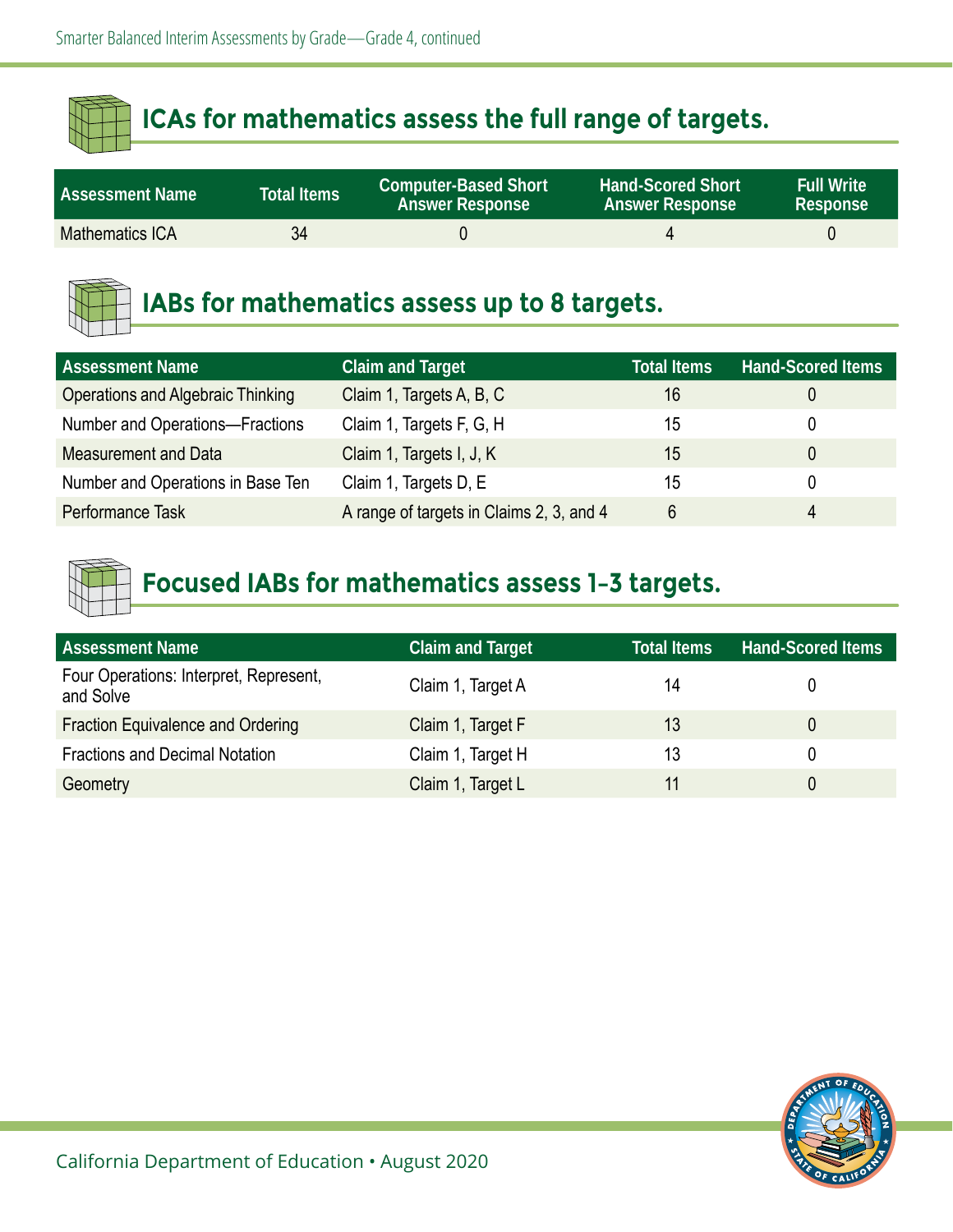## ICAs for mathematics assess the full range of targets.

| Assessment Name | Total Items | Computer-Based Short Answer Response | Hand-Scored Short Answer Response | Full Write Response |
|---|---|---|---|---|
| Mathematics ICA | 34 | 0 | 4 | 0 |

## IABs for mathematics assess up to 8 targets.

| Assessment Name | Claim and Target | Total Items | Hand-Scored Items |
|---|---|---|---|
| Operations and Algebraic Thinking | Claim 1, Targets A, B, C | 16 | 0 |
| Number and Operations—Fractions | Claim 1, Targets F, G, H | 15 | 0 |
| Measurement and Data | Claim 1, Targets I, J, K | 15 | 0 |
| Number and Operations in Base Ten | Claim 1, Targets D, E | 15 | 0 |
| Performance Task | A range of targets in Claims 2, 3, and 4 | 6 | 4 |

## Focused IABs for mathematics assess 1–3 targets.

| Assessment Name | Claim and Target | Total Items | Hand-Scored Items |
|---|---|---|---|
| Four Operations: Interpret, Represent, and Solve | Claim 1, Target A | 14 | 0 |
| Fraction Equivalence and Ordering | Claim 1, Target F | 13 | 0 |
| Fractions and Decimal Notation | Claim 1, Target H | 13 | 0 |
| Geometry | Claim 1, Target L | 11 | 0 |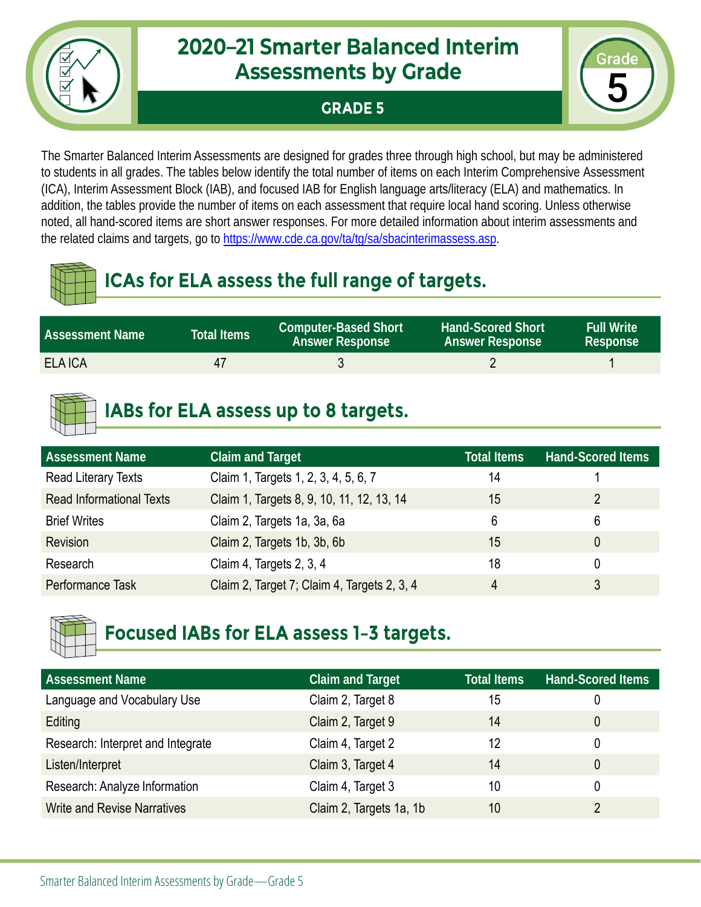# 2020–21 Smarter Balanced Interim Assessments by Grade

## GRADE 5

Grade 5

The Smarter Balanced Interim Assessments are designed for grades three through high school, but may be administered to students in all grades. The tables below identify the total number of items on each Interim Comprehensive Assessment (ICA), Interim Assessment Block (IAB), and focused IAB for English language arts/literacy (ELA) and mathematics. In addition, the tables provide the number of items on each assessment that require local hand scoring. Unless otherwise noted, all hand-scored items are short answer responses. For more detailed information about interim assessments and the related claims and targets, go to https://www.cde.ca.gov/ta/tg/sa/sbacinterimassess.asp.

## ICAs for ELA assess the full range of targets.

| Assessment Name | Total Items | Computer-Based Short Answer Response | Hand-Scored Short Answer Response | Full Write Response |
|---|---|---|---|---|
| ELA ICA | 47 | 3 | 2 | 1 |

## IABs for ELA assess up to 8 targets.

| Assessment Name | Claim and Target | Total Items | Hand-Scored Items |
|---|---|---|---|
| Read Literary Texts | Claim 1, Targets 1, 2, 3, 4, 5, 6, 7 | 14 | 1 |
| Read Informational Texts | Claim 1, Targets 8, 9, 10, 11, 12, 13, 14 | 15 | 2 |
| Brief Writes | Claim 2, Targets 1a, 3a, 6a | 6 | 6 |
| Revision | Claim 2, Targets 1b, 3b, 6b | 15 | 0 |
| Research | Claim 4, Targets 2, 3, 4 | 18 | 0 |
| Performance Task | Claim 2, Target 7; Claim 4, Targets 2, 3, 4 | 4 | 3 |

## Focused IABs for ELA assess 1–3 targets.

| Assessment Name | Claim and Target | Total Items | Hand-Scored Items |
|---|---|---|---|
| Language and Vocabulary Use | Claim 2, Target 8 | 15 | 0 |
| Editing | Claim 2, Target 9 | 14 | 0 |
| Research: Interpret and Integrate | Claim 4, Target 2 | 12 | 0 |
| Listen/Interpret | Claim 3, Target 4 | 14 | 0 |
| Research: Analyze Information | Claim 4, Target 3 | 10 | 0 |
| Write and Revise Narratives | Claim 2, Targets 1a, 1b | 10 | 2 |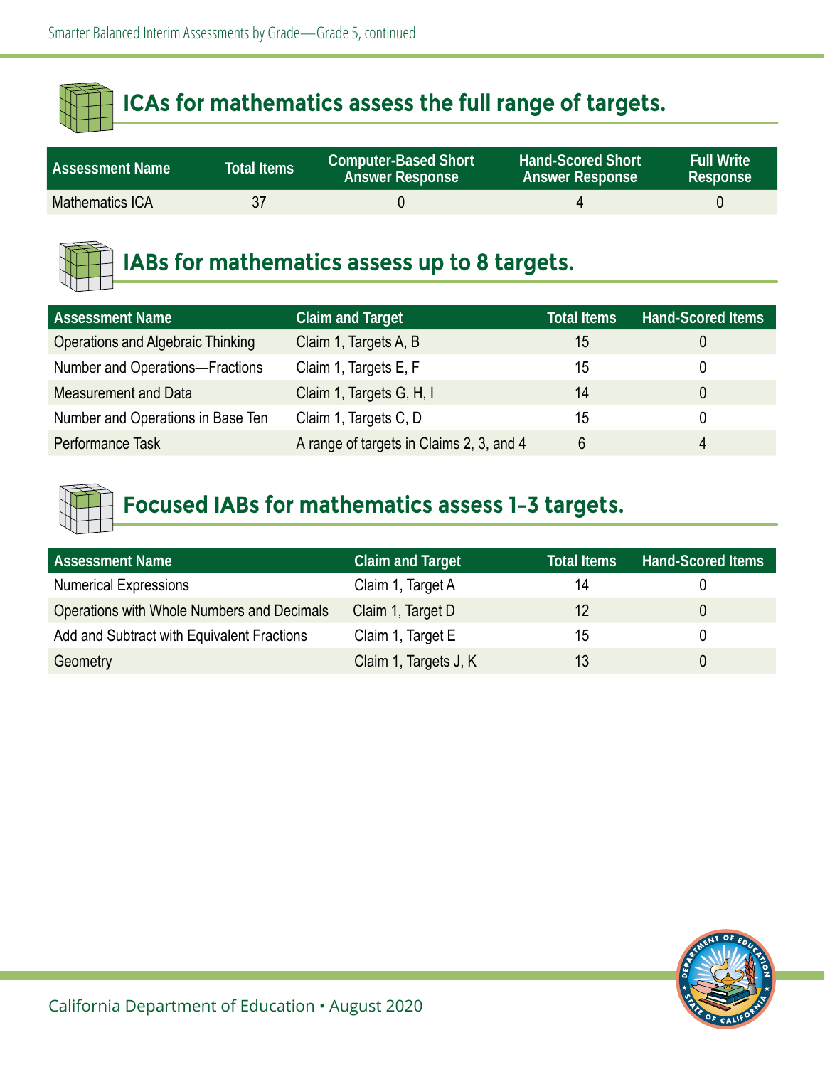## ICAs for mathematics assess the full range of targets.

| Assessment Name | Total Items | Computer-Based Short Answer Response | Hand-Scored Short Answer Response | Full Write Response |
|---|---|---|---|---|
| Mathematics ICA | 37 | 0 | 4 | 0 |

## IABs for mathematics assess up to 8 targets.

| Assessment Name | Claim and Target | Total Items | Hand-Scored Items |
|---|---|---|---|
| Operations and Algebraic Thinking | Claim 1, Targets A, B | 15 | 0 |
| Number and Operations—Fractions | Claim 1, Targets E, F | 15 | 0 |
| Measurement and Data | Claim 1, Targets G, H, I | 14 | 0 |
| Number and Operations in Base Ten | Claim 1, Targets C, D | 15 | 0 |
| Performance Task | A range of targets in Claims 2, 3, and 4 | 6 | 4 |

## Focused IABs for mathematics assess 1–3 targets.

| Assessment Name | Claim and Target | Total Items | Hand-Scored Items |
|---|---|---|---|
| Numerical Expressions | Claim 1, Target A | 14 | 0 |
| Operations with Whole Numbers and Decimals | Claim 1, Target D | 12 | 0 |
| Add and Subtract with Equivalent Fractions | Claim 1, Target E | 15 | 0 |
| Geometry | Claim 1, Targets J, K | 13 | 0 |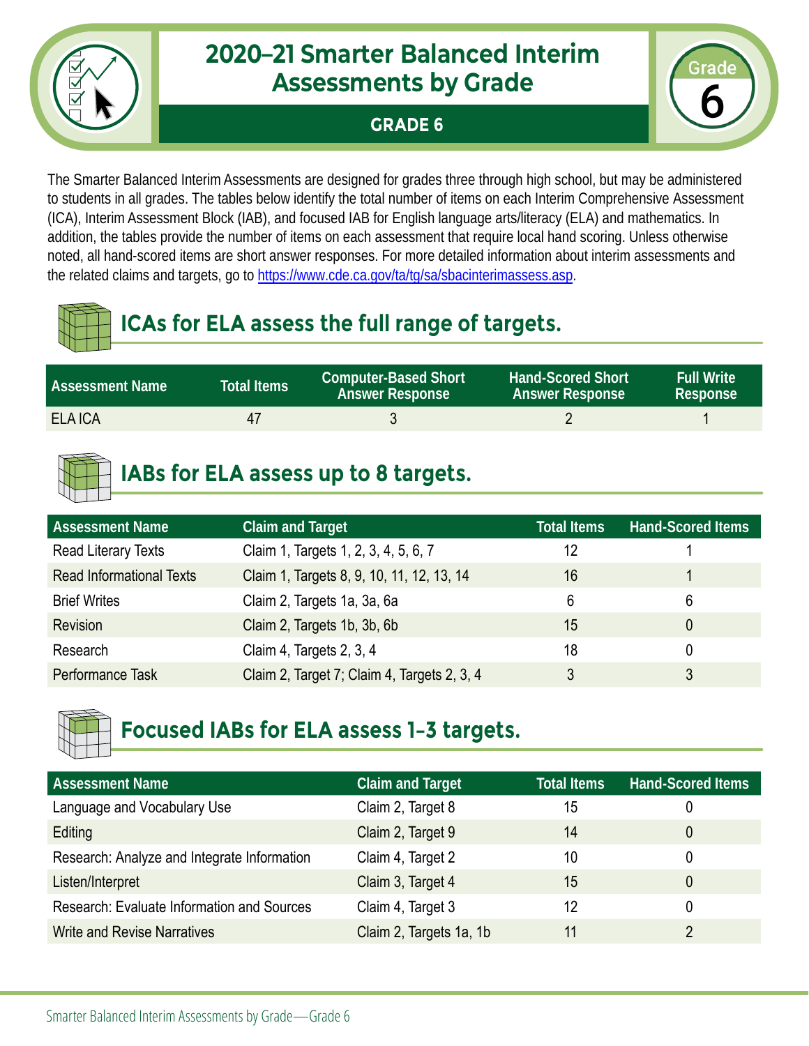# 2020–21 Smarter Balanced Interim Assessments by Grade

**GRADE 6**

Grade 6

The Smarter Balanced Interim Assessments are designed for grades three through high school, but may be administered to students in all grades. The tables below identify the total number of items on each Interim Comprehensive Assessment (ICA), Interim Assessment Block (IAB), and focused IAB for English language arts/literacy (ELA) and mathematics. In addition, the tables provide the number of items on each assessment that require local hand scoring. Unless otherwise noted, all hand-scored items are short answer responses. For more detailed information about interim assessments and the related claims and targets, go to https://www.cde.ca.gov/ta/tg/sa/sbacinterimassess.asp.

## ICAs for ELA assess the full range of targets.

| Assessment Name | Total Items | Computer-Based Short Answer Response | Hand-Scored Short Answer Response | Full Write Response |
|---|---|---|---|---|
| ELA ICA | 47 | 3 | 2 | 1 |

## IABs for ELA assess up to 8 targets.

| Assessment Name | Claim and Target | Total Items | Hand-Scored Items |
|---|---|---|---|
| Read Literary Texts | Claim 1, Targets 1, 2, 3, 4, 5, 6, 7 | 12 | 1 |
| Read Informational Texts | Claim 1, Targets 8, 9, 10, 11, 12, 13, 14 | 16 | 1 |
| Brief Writes | Claim 2, Targets 1a, 3a, 6a | 6 | 6 |
| Revision | Claim 2, Targets 1b, 3b, 6b | 15 | 0 |
| Research | Claim 4, Targets 2, 3, 4 | 18 | 0 |
| Performance Task | Claim 2, Target 7; Claim 4, Targets 2, 3, 4 | 3 | 3 |

## Focused IABs for ELA assess 1–3 targets.

| Assessment Name | Claim and Target | Total Items | Hand-Scored Items |
|---|---|---|---|
| Language and Vocabulary Use | Claim 2, Target 8 | 15 | 0 |
| Editing | Claim 2, Target 9 | 14 | 0 |
| Research: Analyze and Integrate Information | Claim 4, Target 2 | 10 | 0 |
| Listen/Interpret | Claim 3, Target 4 | 15 | 0 |
| Research: Evaluate Information and Sources | Claim 4, Target 3 | 12 | 0 |
| Write and Revise Narratives | Claim 2, Targets 1a, 1b | 11 | 2 |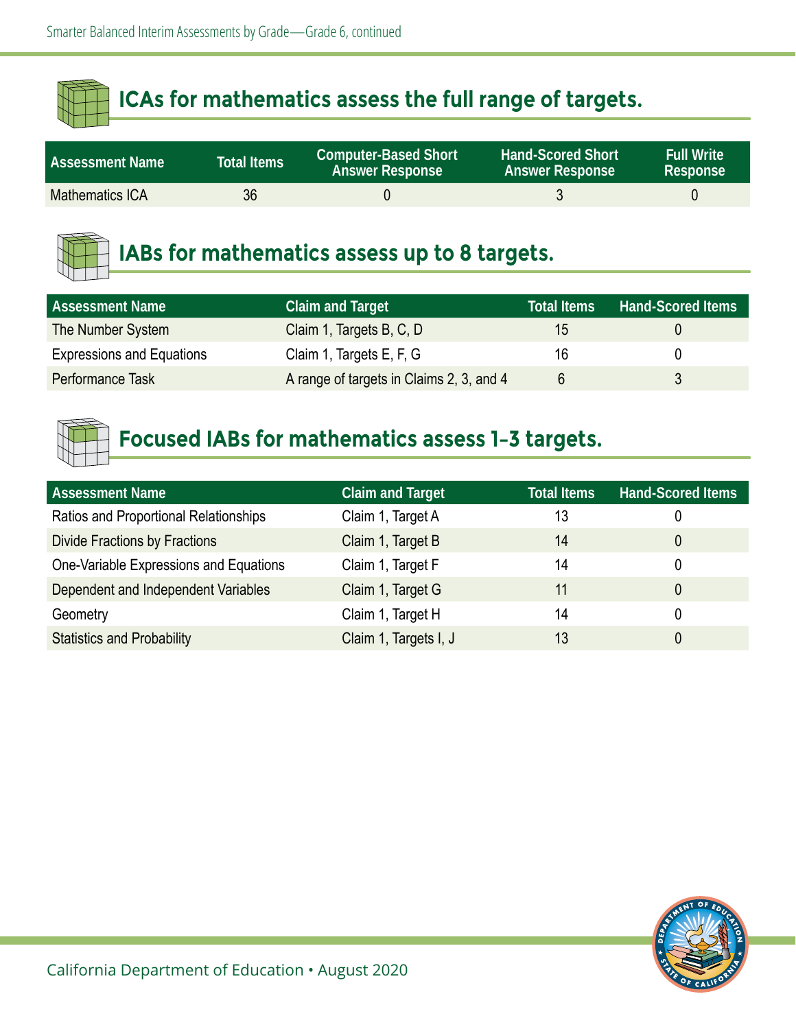## ICAs for mathematics assess the full range of targets.

| Assessment Name | Total Items | Computer-Based Short Answer Response | Hand-Scored Short Answer Response | Full Write Response |
|---|---|---|---|---|
| Mathematics ICA | 36 | 0 | 3 | 0 |

## IABs for mathematics assess up to 8 targets.

| Assessment Name | Claim and Target | Total Items | Hand-Scored Items |
|---|---|---|---|
| The Number System | Claim 1, Targets B, C, D | 15 | 0 |
| Expressions and Equations | Claim 1, Targets E, F, G | 16 | 0 |
| Performance Task | A range of targets in Claims 2, 3, and 4 | 6 | 3 |

## Focused IABs for mathematics assess 1–3 targets.

| Assessment Name | Claim and Target | Total Items | Hand-Scored Items |
|---|---|---|---|
| Ratios and Proportional Relationships | Claim 1, Target A | 13 | 0 |
| Divide Fractions by Fractions | Claim 1, Target B | 14 | 0 |
| One-Variable Expressions and Equations | Claim 1, Target F | 14 | 0 |
| Dependent and Independent Variables | Claim 1, Target G | 11 | 0 |
| Geometry | Claim 1, Target H | 14 | 0 |
| Statistics and Probability | Claim 1, Targets I, J | 13 | 0 |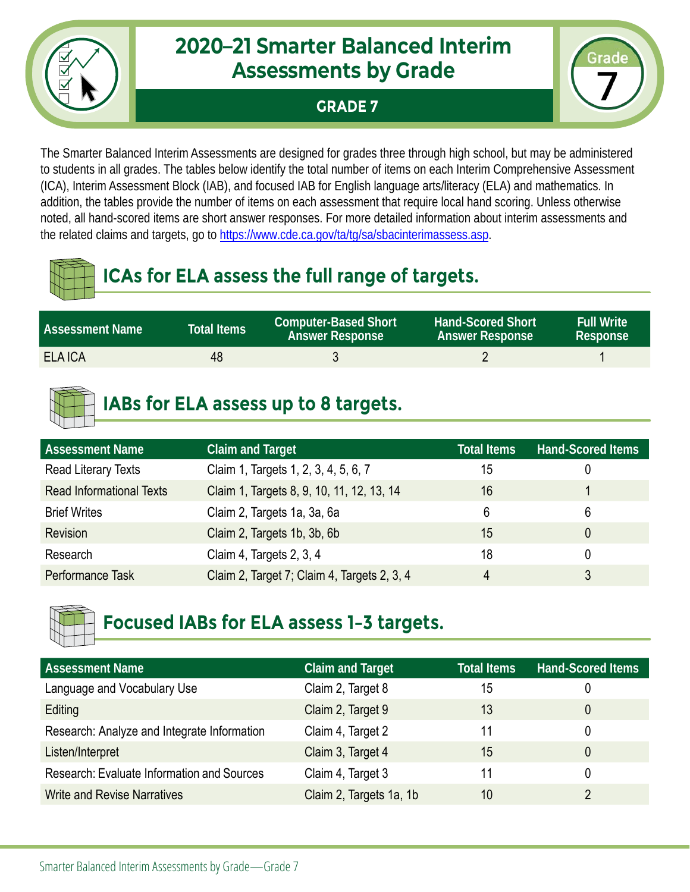# 2020–21 Smarter Balanced Interim Assessments by Grade

## GRADE 7

The Smarter Balanced Interim Assessments are designed for grades three through high school, but may be administered to students in all grades. The tables below identify the total number of items on each Interim Comprehensive Assessment (ICA), Interim Assessment Block (IAB), and focused IAB for English language arts/literacy (ELA) and mathematics. In addition, the tables provide the number of items on each assessment that require local hand scoring. Unless otherwise noted, all hand-scored items are short answer responses. For more detailed information about interim assessments and the related claims and targets, go to https://www.cde.ca.gov/ta/tg/sa/sbacinterimassess.asp.

## ICAs for ELA assess the full range of targets.

| Assessment Name | Total Items | Computer-Based Short Answer Response | Hand-Scored Short Answer Response | Full Write Response |
|---|---|---|---|---|
| ELA ICA | 48 | 3 | 2 | 1 |

## IABs for ELA assess up to 8 targets.

| Assessment Name | Claim and Target | Total Items | Hand-Scored Items |
|---|---|---|---|
| Read Literary Texts | Claim 1, Targets 1, 2, 3, 4, 5, 6, 7 | 15 | 0 |
| Read Informational Texts | Claim 1, Targets 8, 9, 10, 11, 12, 13, 14 | 16 | 1 |
| Brief Writes | Claim 2, Targets 1a, 3a, 6a | 6 | 6 |
| Revision | Claim 2, Targets 1b, 3b, 6b | 15 | 0 |
| Research | Claim 4, Targets 2, 3, 4 | 18 | 0 |
| Performance Task | Claim 2, Target 7; Claim 4, Targets 2, 3, 4 | 4 | 3 |

## Focused IABs for ELA assess 1–3 targets.

| Assessment Name | Claim and Target | Total Items | Hand-Scored Items |
|---|---|---|---|
| Language and Vocabulary Use | Claim 2, Target 8 | 15 | 0 |
| Editing | Claim 2, Target 9 | 13 | 0 |
| Research: Analyze and Integrate Information | Claim 4, Target 2 | 11 | 0 |
| Listen/Interpret | Claim 3, Target 4 | 15 | 0 |
| Research: Evaluate Information and Sources | Claim 4, Target 3 | 11 | 0 |
| Write and Revise Narratives | Claim 2, Targets 1a, 1b | 10 | 2 |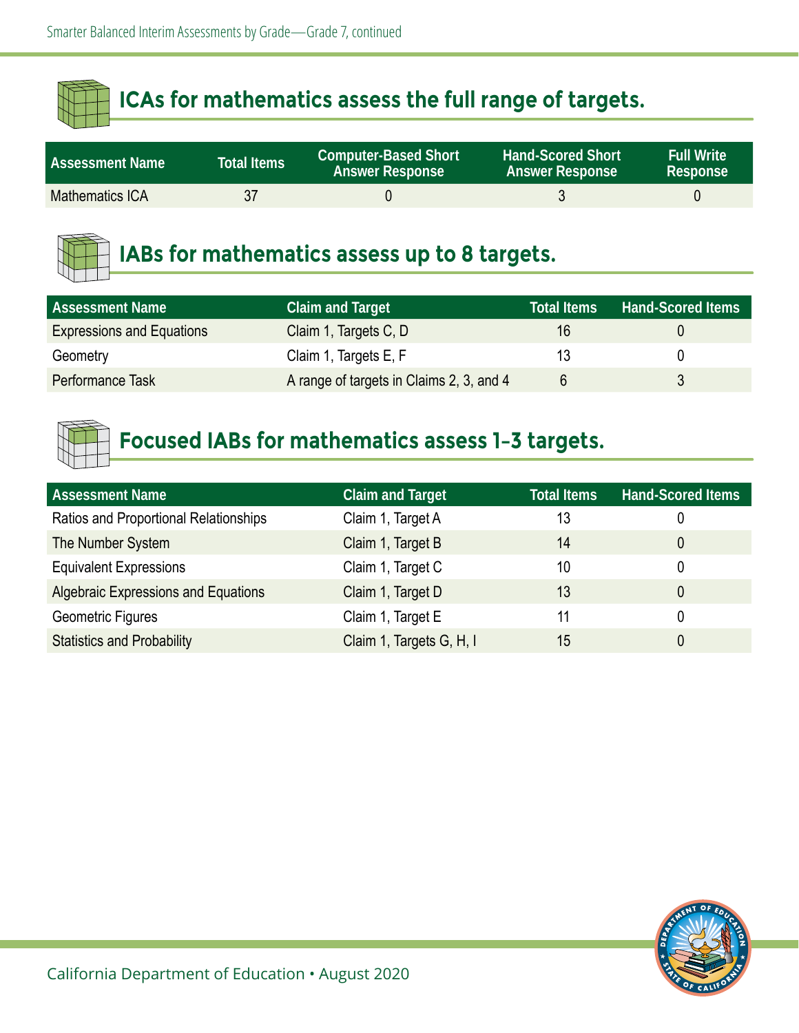## ICAs for mathematics assess the full range of targets.

| Assessment Name | Total Items | Computer-Based Short Answer Response | Hand-Scored Short Answer Response | Full Write Response |
|---|---|---|---|---|
| Mathematics ICA | 37 | 0 | 3 | 0 |

## IABs for mathematics assess up to 8 targets.

| Assessment Name | Claim and Target | Total Items | Hand-Scored Items |
|---|---|---|---|
| Expressions and Equations | Claim 1, Targets C, D | 16 | 0 |
| Geometry | Claim 1, Targets E, F | 13 | 0 |
| Performance Task | A range of targets in Claims 2, 3, and 4 | 6 | 3 |

## Focused IABs for mathematics assess 1–3 targets.

| Assessment Name | Claim and Target | Total Items | Hand-Scored Items |
|---|---|---|---|
| Ratios and Proportional Relationships | Claim 1, Target A | 13 | 0 |
| The Number System | Claim 1, Target B | 14 | 0 |
| Equivalent Expressions | Claim 1, Target C | 10 | 0 |
| Algebraic Expressions and Equations | Claim 1, Target D | 13 | 0 |
| Geometric Figures | Claim 1, Target E | 11 | 0 |
| Statistics and Probability | Claim 1, Targets G, H, I | 15 | 0 |

California Department of Education • August 2020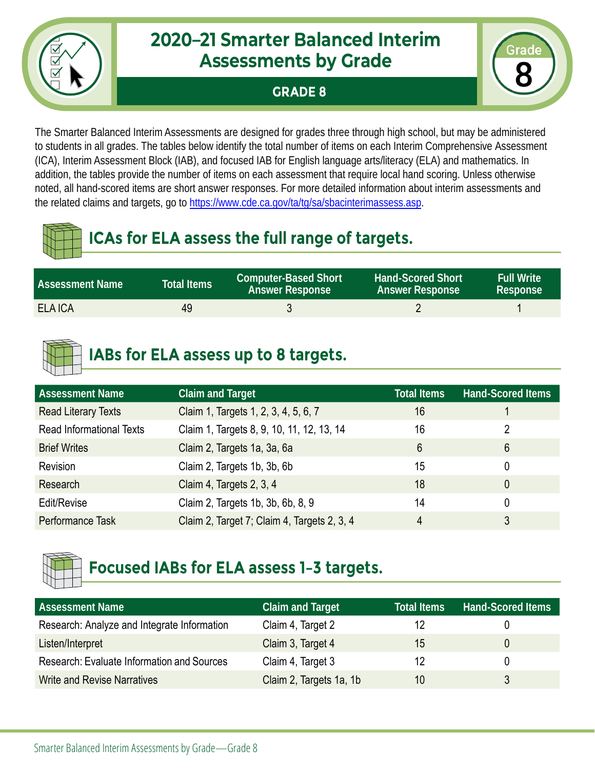# 2020–21 Smarter Balanced Interim Assessments by Grade

**GRADE 8**

Grade 8

The Smarter Balanced Interim Assessments are designed for grades three through high school, but may be administered to students in all grades. The tables below identify the total number of items on each Interim Comprehensive Assessment (ICA), Interim Assessment Block (IAB), and focused IAB for English language arts/literacy (ELA) and mathematics. In addition, the tables provide the number of items on each assessment that require local hand scoring. Unless otherwise noted, all hand-scored items are short answer responses. For more detailed information about interim assessments and the related claims and targets, go to https://www.cde.ca.gov/ta/tg/sa/sbacinterimassess.asp.

## ICAs for ELA assess the full range of targets.

| Assessment Name | Total Items | Computer-Based Short Answer Response | Hand-Scored Short Answer Response | Full Write Response |
|---|---|---|---|---|
| ELA ICA | 49 | 3 | 2 | 1 |

## IABs for ELA assess up to 8 targets.

| Assessment Name | Claim and Target | Total Items | Hand-Scored Items |
|---|---|---|---|
| Read Literary Texts | Claim 1, Targets 1, 2, 3, 4, 5, 6, 7 | 16 | 1 |
| Read Informational Texts | Claim 1, Targets 8, 9, 10, 11, 12, 13, 14 | 16 | 2 |
| Brief Writes | Claim 2, Targets 1a, 3a, 6a | 6 | 6 |
| Revision | Claim 2, Targets 1b, 3b, 6b | 15 | 0 |
| Research | Claim 4, Targets 2, 3, 4 | 18 | 0 |
| Edit/Revise | Claim 2, Targets 1b, 3b, 6b, 8, 9 | 14 | 0 |
| Performance Task | Claim 2, Target 7; Claim 4, Targets 2, 3, 4 | 4 | 3 |

## Focused IABs for ELA assess 1–3 targets.

| Assessment Name | Claim and Target | Total Items | Hand-Scored Items |
|---|---|---|---|
| Research: Analyze and Integrate Information | Claim 4, Target 2 | 12 | 0 |
| Listen/Interpret | Claim 3, Target 4 | 15 | 0 |
| Research: Evaluate Information and Sources | Claim 4, Target 3 | 12 | 0 |
| Write and Revise Narratives | Claim 2, Targets 1a, 1b | 10 | 3 |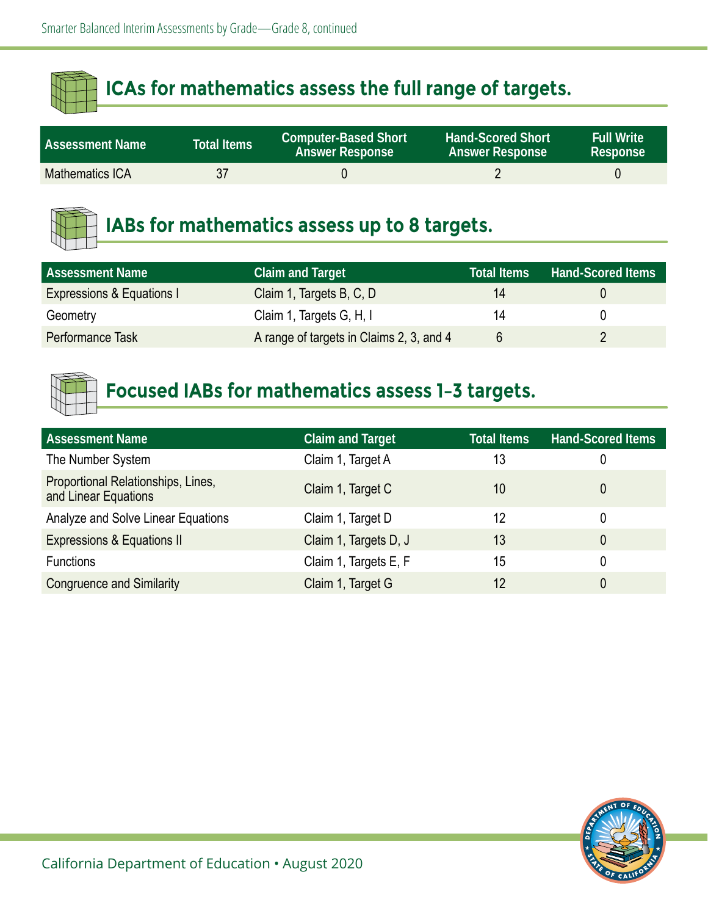## ICAs for mathematics assess the full range of targets.

| Assessment Name | Total Items | Computer-Based Short Answer Response | Hand-Scored Short Answer Response | Full Write Response |
|---|---|---|---|---|
| Mathematics ICA | 37 | 0 | 2 | 0 |

## IABs for mathematics assess up to 8 targets.

| Assessment Name | Claim and Target | Total Items | Hand-Scored Items |
|---|---|---|---|
| Expressions & Equations I | Claim 1, Targets B, C, D | 14 | 0 |
| Geometry | Claim 1, Targets G, H, I | 14 | 0 |
| Performance Task | A range of targets in Claims 2, 3, and 4 | 6 | 2 |

## Focused IABs for mathematics assess 1–3 targets.

| Assessment Name | Claim and Target | Total Items | Hand-Scored Items |
|---|---|---|---|
| The Number System | Claim 1, Target A | 13 | 0 |
| Proportional Relationships, Lines, and Linear Equations | Claim 1, Target C | 10 | 0 |
| Analyze and Solve Linear Equations | Claim 1, Target D | 12 | 0 |
| Expressions & Equations II | Claim 1, Targets D, J | 13 | 0 |
| Functions | Claim 1, Targets E, F | 15 | 0 |
| Congruence and Similarity | Claim 1, Target G | 12 | 0 |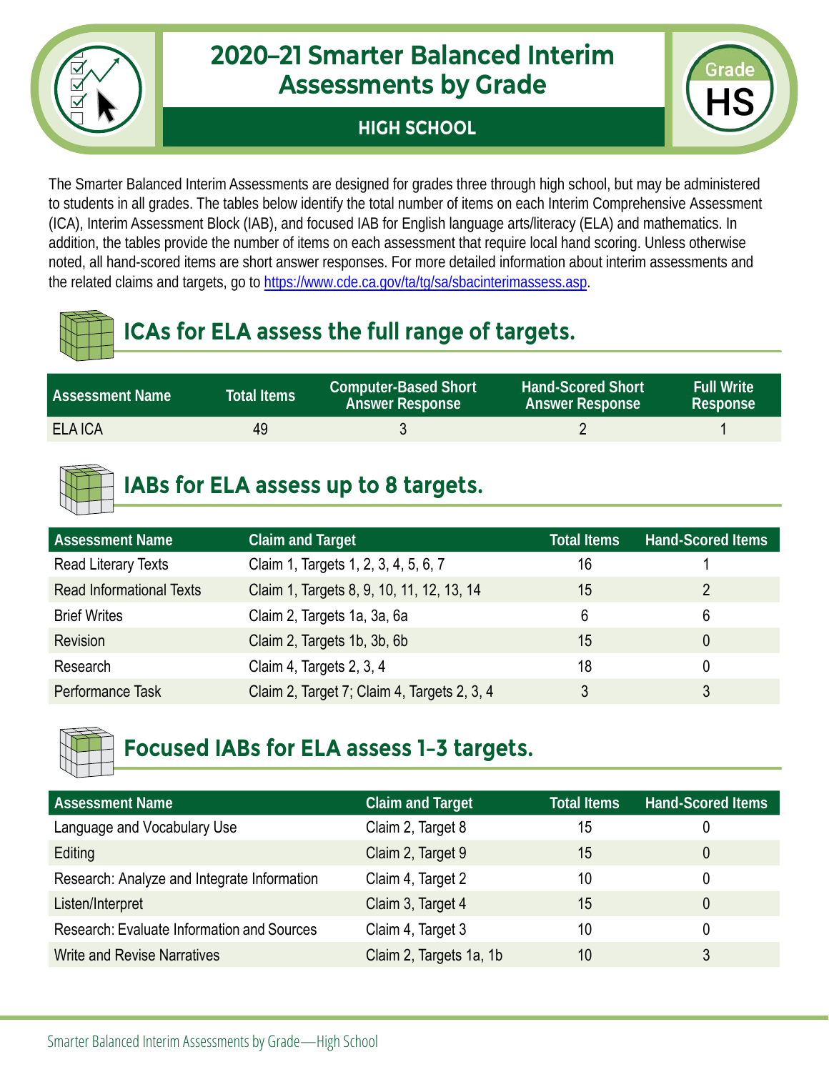# 2020–21 Smarter Balanced Interim Assessments by Grade

## HIGH SCHOOL

Grade HS

The Smarter Balanced Interim Assessments are designed for grades three through high school, but may be administered to students in all grades. The tables below identify the total number of items on each Interim Comprehensive Assessment (ICA), Interim Assessment Block (IAB), and focused IAB for English language arts/literacy (ELA) and mathematics. In addition, the tables provide the number of items on each assessment that require local hand scoring. Unless otherwise noted, all hand-scored items are short answer responses. For more detailed information about interim assessments and the related claims and targets, go to https://www.cde.ca.gov/ta/tg/sa/sbacinterimassess.asp.

## ICAs for ELA assess the full range of targets.

| Assessment Name | Total Items | Computer-Based Short Answer Response | Hand-Scored Short Answer Response | Full Write Response |
|---|---|---|---|---|
| ELA ICA | 49 | 3 | 2 | 1 |

## IABs for ELA assess up to 8 targets.

| Assessment Name | Claim and Target | Total Items | Hand-Scored Items |
|---|---|---|---|
| Read Literary Texts | Claim 1, Targets 1, 2, 3, 4, 5, 6, 7 | 16 | 1 |
| Read Informational Texts | Claim 1, Targets 8, 9, 10, 11, 12, 13, 14 | 15 | 2 |
| Brief Writes | Claim 2, Targets 1a, 3a, 6a | 6 | 6 |
| Revision | Claim 2, Targets 1b, 3b, 6b | 15 | 0 |
| Research | Claim 4, Targets 2, 3, 4 | 18 | 0 |
| Performance Task | Claim 2, Target 7; Claim 4, Targets 2, 3, 4 | 3 | 3 |

## Focused IABs for ELA assess 1–3 targets.

| Assessment Name | Claim and Target | Total Items | Hand-Scored Items |
|---|---|---|---|
| Language and Vocabulary Use | Claim 2, Target 8 | 15 | 0 |
| Editing | Claim 2, Target 9 | 15 | 0 |
| Research: Analyze and Integrate Information | Claim 4, Target 2 | 10 | 0 |
| Listen/Interpret | Claim 3, Target 4 | 15 | 0 |
| Research: Evaluate Information and Sources | Claim 4, Target 3 | 10 | 0 |
| Write and Revise Narratives | Claim 2, Targets 1a, 1b | 10 | 3 |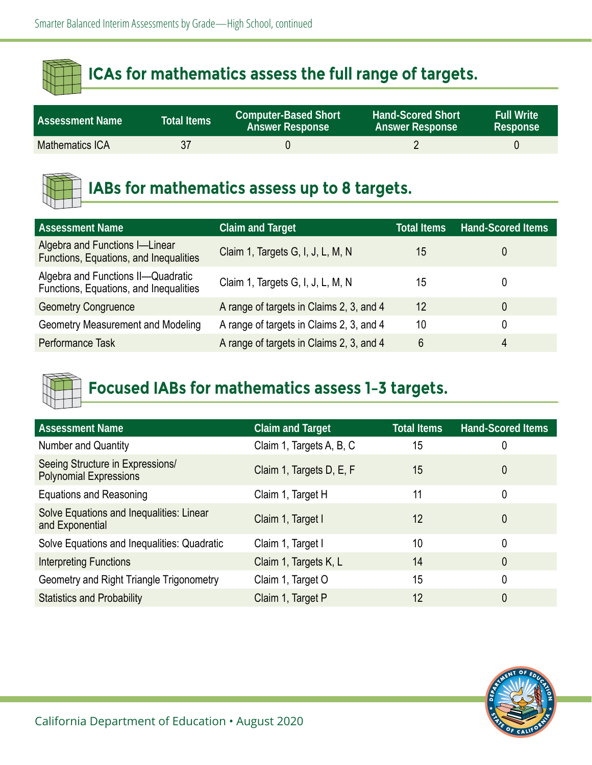## ICAs for mathematics assess the full range of targets.

| Assessment Name | Total Items | Computer-Based Short Answer Response | Hand-Scored Short Answer Response | Full Write Response |
|---|---|---|---|---|
| Mathematics ICA | 37 | 0 | 2 | 0 |

## IABs for mathematics assess up to 8 targets.

| Assessment Name | Claim and Target | Total Items | Hand-Scored Items |
|---|---|---|---|
| Algebra and Functions I—Linear Functions, Equations, and Inequalities | Claim 1, Targets G, I, J, L, M, N | 15 | 0 |
| Algebra and Functions II—Quadratic Functions, Equations, and Inequalities | Claim 1, Targets G, I, J, L, M, N | 15 | 0 |
| Geometry Congruence | A range of targets in Claims 2, 3, and 4 | 12 | 0 |
| Geometry Measurement and Modeling | A range of targets in Claims 2, 3, and 4 | 10 | 0 |
| Performance Task | A range of targets in Claims 2, 3, and 4 | 6 | 4 |

## Focused IABs for mathematics assess 1–3 targets.

| Assessment Name | Claim and Target | Total Items | Hand-Scored Items |
|---|---|---|---|
| Number and Quantity | Claim 1, Targets A, B, C | 15 | 0 |
| Seeing Structure in Expressions/ Polynomial Expressions | Claim 1, Targets D, E, F | 15 | 0 |
| Equations and Reasoning | Claim 1, Target H | 11 | 0 |
| Solve Equations and Inequalities: Linear and Exponential | Claim 1, Target I | 12 | 0 |
| Solve Equations and Inequalities: Quadratic | Claim 1, Target I | 10 | 0 |
| Interpreting Functions | Claim 1, Targets K, L | 14 | 0 |
| Geometry and Right Triangle Trigonometry | Claim 1, Target O | 15 | 0 |
| Statistics and Probability | Claim 1, Target P | 12 | 0 |

California Department of Education • August 2020